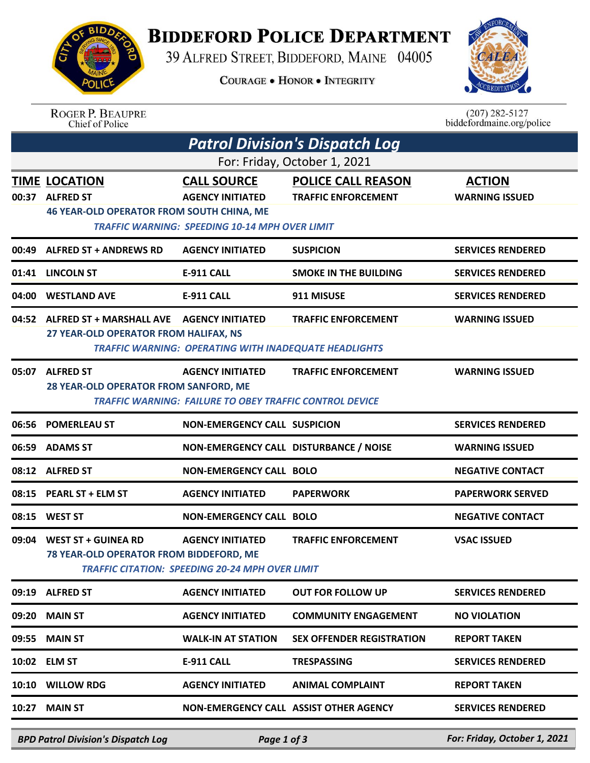# BIDDEFORD POLICE DEPARTMENT

39 ALFRED STREET, BIDDEFORD, MAINE 04005

COURAGE • HONOR • INTEGRITY

ROGER P. BEAUPRE
Chief of Police

(207) 282-5127
biddefordmaine.org/police

## *Patrol Division's Dispatch Log*

For: Friday, October 1, 2021

| TIME | LOCATION | CALL SOURCE | POLICE CALL REASON | ACTION |
|---|---|---|---|---|
| 00:37 | ALFRED ST | AGENCY INITIATED | TRAFFIC ENFORCEMENT | WARNING ISSUED |
| | 46 YEAR-OLD OPERATOR FROM SOUTH CHINA, ME | | | |
| | *TRAFFIC WARNING: SPEEDING 10-14 MPH OVER LIMIT* | | | |
| 00:49 | ALFRED ST + ANDREWS RD | AGENCY INITIATED | SUSPICION | SERVICES RENDERED |
| 01:41 | LINCOLN ST | E-911 CALL | SMOKE IN THE BUILDING | SERVICES RENDERED |
| 04:00 | WESTLAND AVE | E-911 CALL | 911 MISUSE | SERVICES RENDERED |
| 04:52 | ALFRED ST + MARSHALL AVE | AGENCY INITIATED | TRAFFIC ENFORCEMENT | WARNING ISSUED |
| | 27 YEAR-OLD OPERATOR FROM HALIFAX, NS | | | |
| | *TRAFFIC WARNING: OPERATING WITH INADEQUATE HEADLIGHTS* | | | |
| 05:07 | ALFRED ST | AGENCY INITIATED | TRAFFIC ENFORCEMENT | WARNING ISSUED |
| | 28 YEAR-OLD OPERATOR FROM SANFORD, ME | | | |
| | *TRAFFIC WARNING: FAILURE TO OBEY TRAFFIC CONTROL DEVICE* | | | |
| 06:56 | POMERLEAU ST | NON-EMERGENCY CALL | SUSPICION | SERVICES RENDERED |
| 06:59 | ADAMS ST | NON-EMERGENCY CALL | DISTURBANCE / NOISE | WARNING ISSUED |
| 08:12 | ALFRED ST | NON-EMERGENCY CALL | BOLO | NEGATIVE CONTACT |
| 08:15 | PEARL ST + ELM ST | AGENCY INITIATED | PAPERWORK | PAPERWORK SERVED |
| 08:15 | WEST ST | NON-EMERGENCY CALL | BOLO | NEGATIVE CONTACT |
| 09:04 | WEST ST + GUINEA RD | AGENCY INITIATED | TRAFFIC ENFORCEMENT | VSAC ISSUED |
| | 78 YEAR-OLD OPERATOR FROM BIDDEFORD, ME | | | |
| | *TRAFFIC CITATION: SPEEDING 20-24 MPH OVER LIMIT* | | | |
| 09:19 | ALFRED ST | AGENCY INITIATED | OUT FOR FOLLOW UP | SERVICES RENDERED |
| 09:20 | MAIN ST | AGENCY INITIATED | COMMUNITY ENGAGEMENT | NO VIOLATION |
| 09:55 | MAIN ST | WALK-IN AT STATION | SEX OFFENDER REGISTRATION | REPORT TAKEN |
| 10:02 | ELM ST | E-911 CALL | TRESPASSING | SERVICES RENDERED |
| 10:10 | WILLOW RDG | AGENCY INITIATED | ANIMAL COMPLAINT | REPORT TAKEN |
| 10:27 | MAIN ST | NON-EMERGENCY CALL | ASSIST OTHER AGENCY | SERVICES RENDERED |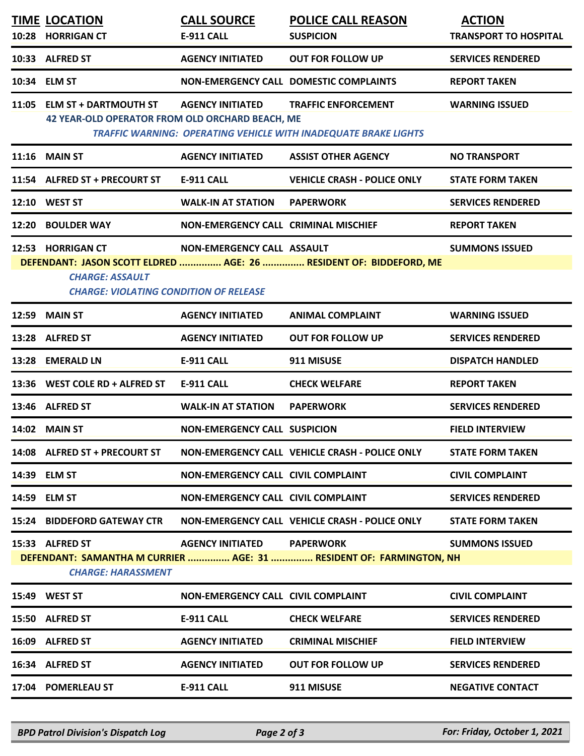| TIME | LOCATION | CALL SOURCE | POLICE CALL REASON | ACTION |
|---|---|---|---|---|
| 10:28 | HORRIGAN CT | E-911 CALL | SUSPICION | TRANSPORT TO HOSPITAL |
| 10:33 | ALFRED ST | AGENCY INITIATED | OUT FOR FOLLOW UP | SERVICES RENDERED |
| 10:34 | ELM ST | NON-EMERGENCY CALL | DOMESTIC COMPLAINTS | REPORT TAKEN |
| 11:05 | ELM ST + DARTMOUTH ST | AGENCY INITIATED | TRAFFIC ENFORCEMENT | WARNING ISSUED |

42 YEAR-OLD OPERATOR FROM OLD ORCHARD BEACH, ME

*TRAFFIC WARNING: OPERATING VEHICLE WITH INADEQUATE BRAKE LIGHTS*

| TIME | LOCATION | CALL SOURCE | POLICE CALL REASON | ACTION |
|---|---|---|---|---|
| 11:16 | MAIN ST | AGENCY INITIATED | ASSIST OTHER AGENCY | NO TRANSPORT |
| 11:54 | ALFRED ST + PRECOURT ST | E-911 CALL | VEHICLE CRASH - POLICE ONLY | STATE FORM TAKEN |
| 12:10 | WEST ST | WALK-IN AT STATION | PAPERWORK | SERVICES RENDERED |
| 12:20 | BOULDER WAY | NON-EMERGENCY CALL | CRIMINAL MISCHIEF | REPORT TAKEN |
| 12:53 | HORRIGAN CT | NON-EMERGENCY CALL | ASSAULT | SUMMONS ISSUED |

DEFENDANT: JASON SCOTT ELDRED ............... AGE: 26 ............... RESIDENT OF: BIDDEFORD, ME

*CHARGE: ASSAULT*

*CHARGE: VIOLATING CONDITION OF RELEASE*

| TIME | LOCATION | CALL SOURCE | POLICE CALL REASON | ACTION |
|---|---|---|---|---|
| 12:59 | MAIN ST | AGENCY INITIATED | ANIMAL COMPLAINT | WARNING ISSUED |
| 13:28 | ALFRED ST | AGENCY INITIATED | OUT FOR FOLLOW UP | SERVICES RENDERED |
| 13:28 | EMERALD LN | E-911 CALL | 911 MISUSE | DISPATCH HANDLED |
| 13:36 | WEST COLE RD + ALFRED ST | E-911 CALL | CHECK WELFARE | REPORT TAKEN |
| 13:46 | ALFRED ST | WALK-IN AT STATION | PAPERWORK | SERVICES RENDERED |
| 14:02 | MAIN ST | NON-EMERGENCY CALL | SUSPICION | FIELD INTERVIEW |
| 14:08 | ALFRED ST + PRECOURT ST | NON-EMERGENCY CALL | VEHICLE CRASH - POLICE ONLY | STATE FORM TAKEN |
| 14:39 | ELM ST | NON-EMERGENCY CALL | CIVIL COMPLAINT | CIVIL COMPLAINT |
| 14:59 | ELM ST | NON-EMERGENCY CALL | CIVIL COMPLAINT | SERVICES RENDERED |
| 15:24 | BIDDEFORD GATEWAY CTR | NON-EMERGENCY CALL | VEHICLE CRASH - POLICE ONLY | STATE FORM TAKEN |
| 15:33 | ALFRED ST | AGENCY INITIATED | PAPERWORK | SUMMONS ISSUED |

DEFENDANT: SAMANTHA M CURRIER ............... AGE: 31 ............... RESIDENT OF: FARMINGTON, NH

*CHARGE: HARASSMENT*

| TIME | LOCATION | CALL SOURCE | POLICE CALL REASON | ACTION |
|---|---|---|---|---|
| 15:49 | WEST ST | NON-EMERGENCY CALL | CIVIL COMPLAINT | CIVIL COMPLAINT |
| 15:50 | ALFRED ST | E-911 CALL | CHECK WELFARE | SERVICES RENDERED |
| 16:09 | ALFRED ST | AGENCY INITIATED | CRIMINAL MISCHIEF | FIELD INTERVIEW |
| 16:34 | ALFRED ST | AGENCY INITIATED | OUT FOR FOLLOW UP | SERVICES RENDERED |
| 17:04 | POMERLEAU ST | E-911 CALL | 911 MISUSE | NEGATIVE CONTACT |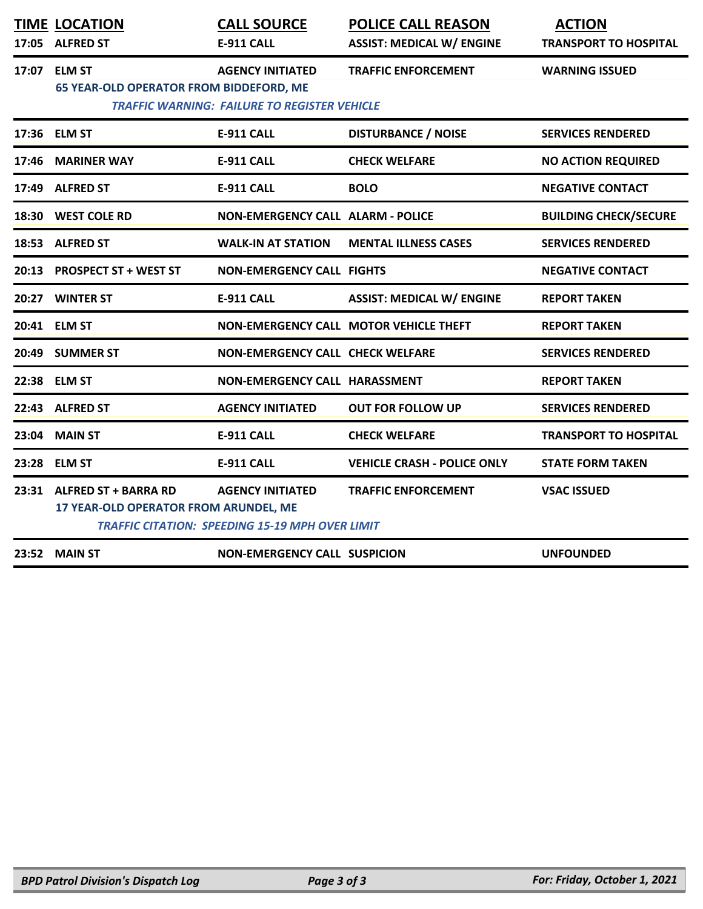| TIME | LOCATION | CALL SOURCE | POLICE CALL REASON | ACTION |
|---|---|---|---|---|
| 17:05 | ALFRED ST | E-911 CALL | ASSIST: MEDICAL W/ ENGINE | TRANSPORT TO HOSPITAL |
| 17:07 | ELM ST | AGENCY INITIATED | TRAFFIC ENFORCEMENT | WARNING ISSUED |
| | 65 YEAR-OLD OPERATOR FROM BIDDEFORD, ME | | | |
| | *TRAFFIC WARNING: FAILURE TO REGISTER VEHICLE* | | | |
| 17:36 | ELM ST | E-911 CALL | DISTURBANCE / NOISE | SERVICES RENDERED |
| 17:46 | MARINER WAY | E-911 CALL | CHECK WELFARE | NO ACTION REQUIRED |
| 17:49 | ALFRED ST | E-911 CALL | BOLO | NEGATIVE CONTACT |
| 18:30 | WEST COLE RD | NON-EMERGENCY CALL | ALARM - POLICE | BUILDING CHECK/SECURE |
| 18:53 | ALFRED ST | WALK-IN AT STATION | MENTAL ILLNESS CASES | SERVICES RENDERED |
| 20:13 | PROSPECT ST + WEST ST | NON-EMERGENCY CALL | FIGHTS | NEGATIVE CONTACT |
| 20:27 | WINTER ST | E-911 CALL | ASSIST: MEDICAL W/ ENGINE | REPORT TAKEN |
| 20:41 | ELM ST | NON-EMERGENCY CALL | MOTOR VEHICLE THEFT | REPORT TAKEN |
| 20:49 | SUMMER ST | NON-EMERGENCY CALL | CHECK WELFARE | SERVICES RENDERED |
| 22:38 | ELM ST | NON-EMERGENCY CALL | HARASSMENT | REPORT TAKEN |
| 22:43 | ALFRED ST | AGENCY INITIATED | OUT FOR FOLLOW UP | SERVICES RENDERED |
| 23:04 | MAIN ST | E-911 CALL | CHECK WELFARE | TRANSPORT TO HOSPITAL |
| 23:28 | ELM ST | E-911 CALL | VEHICLE CRASH - POLICE ONLY | STATE FORM TAKEN |
| 23:31 | ALFRED ST + BARRA RD | AGENCY INITIATED | TRAFFIC ENFORCEMENT | VSAC ISSUED |
| | 17 YEAR-OLD OPERATOR FROM ARUNDEL, ME | | | |
| | *TRAFFIC CITATION: SPEEDING 15-19 MPH OVER LIMIT* | | | |
| 23:52 | MAIN ST | NON-EMERGENCY CALL | SUSPICION | UNFOUNDED |